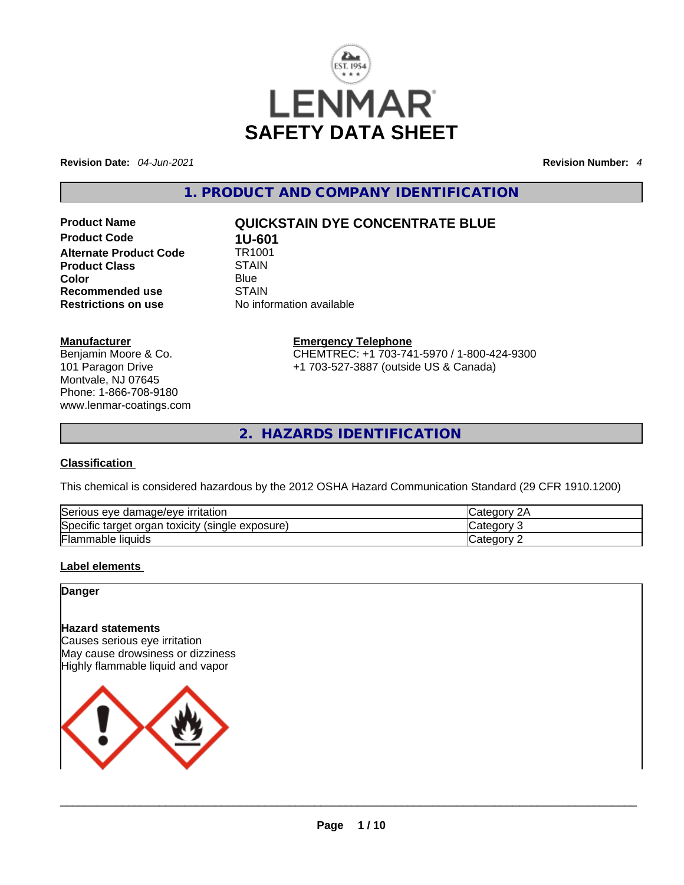# LENMAR

# SAFETY DATA SHEET

**Revision Date:** *04-Jun-2021* **Revision Number:** *4*

## 1. PRODUCT AND COMPANY IDENTIFICATION

| | |
|---|---|
| **Product Name** | **QUICKSTAIN DYE CONCENTRATE BLUE** |
| **Product Code** | **1U-601** |
| **Alternate Product Code** | TR1001 |
| **Product Class** | STAIN |
| **Color** | Blue |
| **Recommended use** | STAIN |
| **Restrictions on use** | No information available |

**Manufacturer**
Benjamin Moore & Co.
101 Paragon Drive
Montvale, NJ 07645
Phone: 1-866-708-9180
www.lenmar-coatings.com

**Emergency Telephone**
CHEMTREC: +1 703-741-5970 / 1-800-424-9300
+1 703-527-3887 (outside US & Canada)

## 2. HAZARDS IDENTIFICATION

**Classification**

This chemical is considered hazardous by the 2012 OSHA Hazard Communication Standard (29 CFR 1910.1200)

| | |
|---|---|
| Serious eye damage/eye irritation | Category 2A |
| Specific target organ toxicity (single exposure) | Category 3 |
| Flammable liquids | Category 2 |

**Label elements**

**Danger**

**Hazard statements**
Causes serious eye irritation
May cause drowsiness or dizziness
Highly flammable liquid and vapor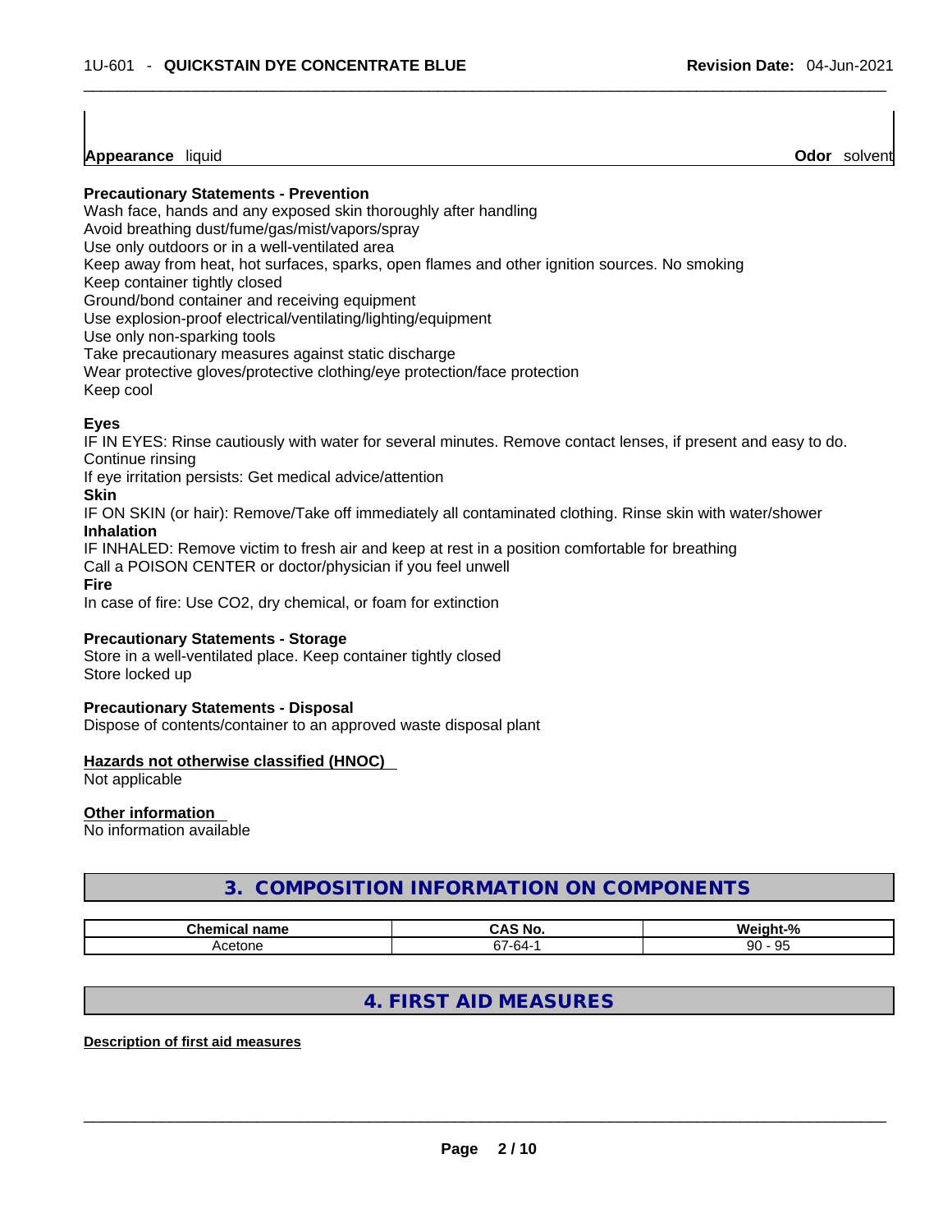**Appearance** liquid **Odor** solvent

**Precautionary Statements - Prevention**

Wash face, hands and any exposed skin thoroughly after handling
Avoid breathing dust/fume/gas/mist/vapors/spray
Use only outdoors or in a well-ventilated area
Keep away from heat, hot surfaces, sparks, open flames and other ignition sources. No smoking
Keep container tightly closed
Ground/bond container and receiving equipment
Use explosion-proof electrical/ventilating/lighting/equipment
Use only non-sparking tools
Take precautionary measures against static discharge
Wear protective gloves/protective clothing/eye protection/face protection
Keep cool

**Eyes**

IF IN EYES: Rinse cautiously with water for several minutes. Remove contact lenses, if present and easy to do. Continue rinsing
If eye irritation persists: Get medical advice/attention

**Skin**

IF ON SKIN (or hair): Remove/Take off immediately all contaminated clothing. Rinse skin with water/shower

**Inhalation**

IF INHALED: Remove victim to fresh air and keep at rest in a position comfortable for breathing
Call a POISON CENTER or doctor/physician if you feel unwell

**Fire**

In case of fire: Use CO2, dry chemical, or foam for extinction

**Precautionary Statements - Storage**

Store in a well-ventilated place. Keep container tightly closed
Store locked up

**Precautionary Statements - Disposal**

Dispose of contents/container to an approved waste disposal plant

**Hazards not otherwise classified (HNOC)**

Not applicable

**Other information**

No information available

## 3. COMPOSITION INFORMATION ON COMPONENTS

| Chemical name | CAS No. | Weight-% |
|---|---|---|
| Acetone | 67-64-1 | 90 - 95 |

## 4. FIRST AID MEASURES

**Description of first aid measures**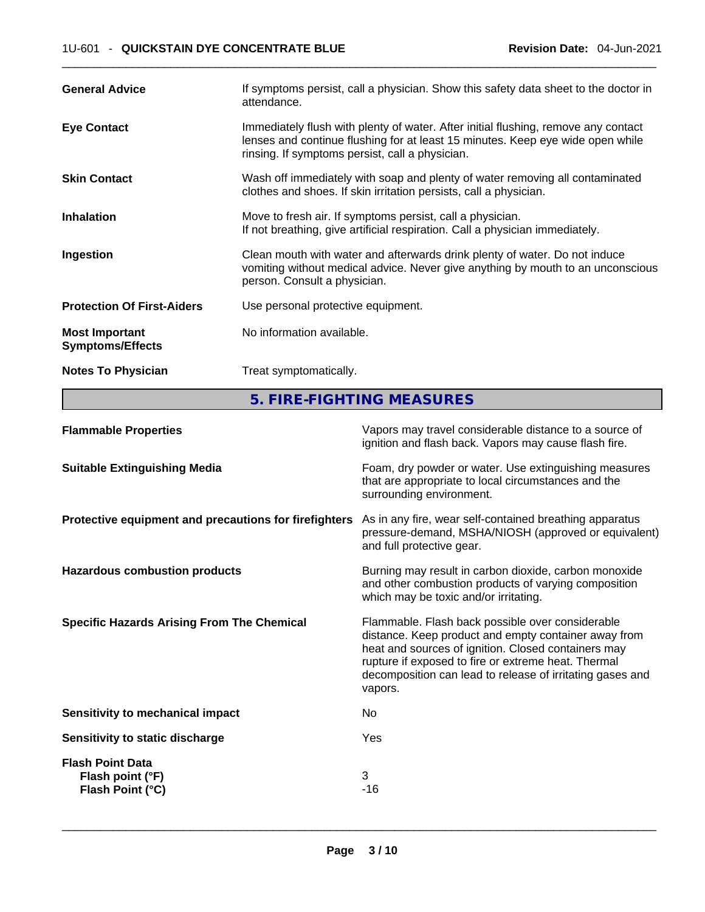| | |
|---|---|
| **General Advice** | If symptoms persist, call a physician. Show this safety data sheet to the doctor in attendance. |
| **Eye Contact** | Immediately flush with plenty of water. After initial flushing, remove any contact lenses and continue flushing for at least 15 minutes. Keep eye wide open while rinsing. If symptoms persist, call a physician. |
| **Skin Contact** | Wash off immediately with soap and plenty of water removing all contaminated clothes and shoes. If skin irritation persists, call a physician. |
| **Inhalation** | Move to fresh air. If symptoms persist, call a physician. If not breathing, give artificial respiration. Call a physician immediately. |
| **Ingestion** | Clean mouth with water and afterwards drink plenty of water. Do not induce vomiting without medical advice. Never give anything by mouth to an unconscious person. Consult a physician. |
| **Protection Of First-Aiders** | Use personal protective equipment. |
| **Most Important Symptoms/Effects** | No information available. |
| **Notes To Physician** | Treat symptomatically. |

## 5. FIRE-FIGHTING MEASURES

| | |
|---|---|
| **Flammable Properties** | Vapors may travel considerable distance to a source of ignition and flash back. Vapors may cause flash fire. |
| **Suitable Extinguishing Media** | Foam, dry powder or water. Use extinguishing measures that are appropriate to local circumstances and the surrounding environment. |
| **Protective equipment and precautions for firefighters** | As in any fire, wear self-contained breathing apparatus pressure-demand, MSHA/NIOSH (approved or equivalent) and full protective gear. |
| **Hazardous combustion products** | Burning may result in carbon dioxide, carbon monoxide and other combustion products of varying composition which may be toxic and/or irritating. |
| **Specific Hazards Arising From The Chemical** | Flammable. Flash back possible over considerable distance. Keep product and empty container away from heat and sources of ignition. Closed containers may rupture if exposed to fire or extreme heat. Thermal decomposition can lead to release of irritating gases and vapors. |
| **Sensitivity to mechanical impact** | No |
| **Sensitivity to static discharge** | Yes |

**Flash Point Data**

| | |
|---|---|
| **Flash point (°F)** | 3 |
| **Flash Point (°C)** | -16 |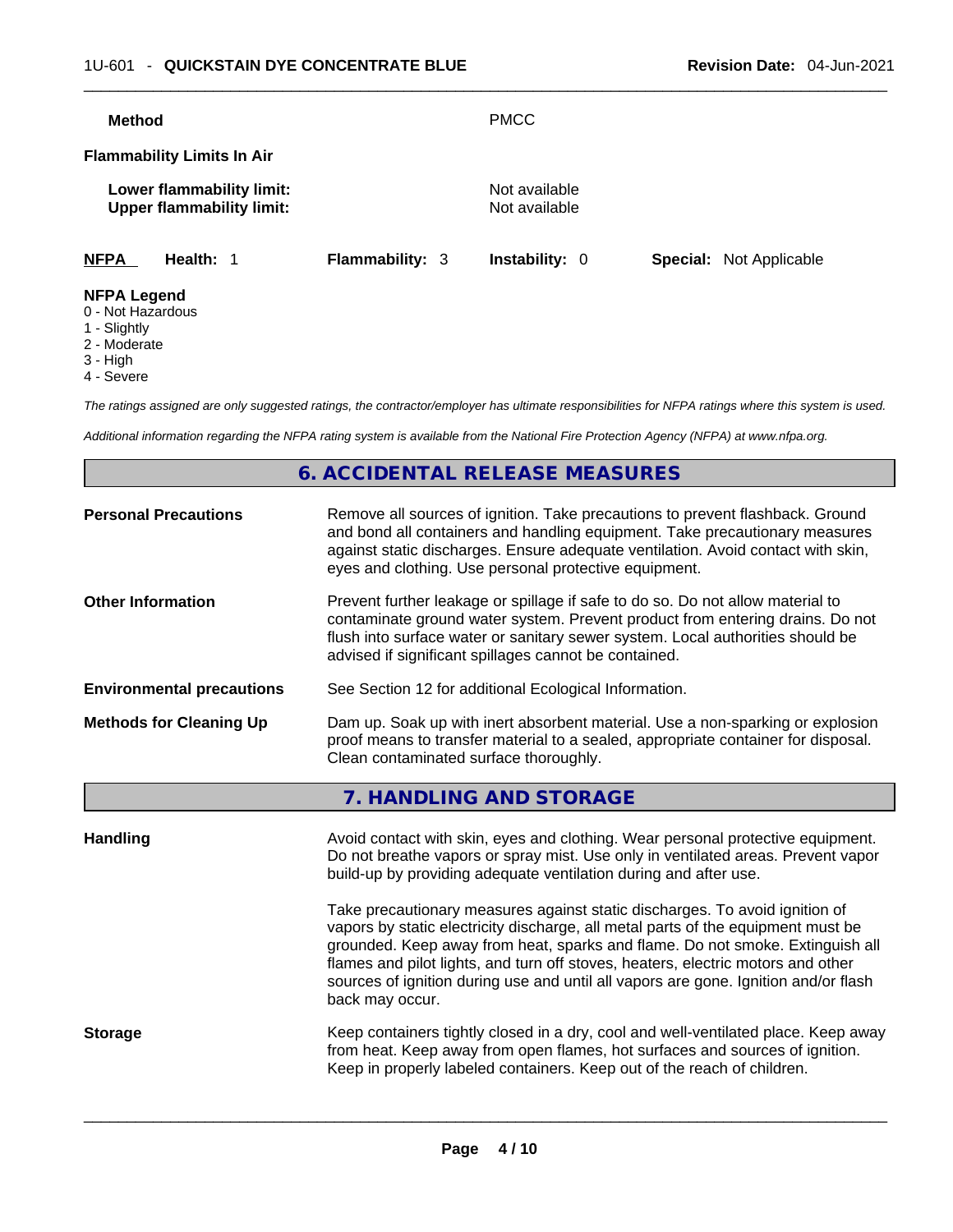| | |
|---|---|
| **Method** | PMCC |

**Flammability Limits In Air**

| | |
|---|---|
| **Lower flammability limit:** | Not available |
| **Upper flammability limit:** | Not available |

| **NFPA** | **Health:** 1 | **Flammability:** 3 | **Instability:** 0 | **Special:** Not Applicable |
|---|---|---|---|---|

**NFPA Legend**
0 - Not Hazardous
1 - Slightly
2 - Moderate
3 - High
4 - Severe

*The ratings assigned are only suggested ratings, the contractor/employer has ultimate responsibilities for NFPA ratings where this system is used.*

*Additional information regarding the NFPA rating system is available from the National Fire Protection Agency (NFPA) at www.nfpa.org.*

## 6. ACCIDENTAL RELEASE MEASURES

| | |
|---|---|
| **Personal Precautions** | Remove all sources of ignition. Take precautions to prevent flashback. Ground and bond all containers and handling equipment. Take precautionary measures against static discharges. Ensure adequate ventilation. Avoid contact with skin, eyes and clothing. Use personal protective equipment. |
| **Other Information** | Prevent further leakage or spillage if safe to do so. Do not allow material to contaminate ground water system. Prevent product from entering drains. Do not flush into surface water or sanitary sewer system. Local authorities should be advised if significant spillages cannot be contained. |
| **Environmental precautions** | See Section 12 for additional Ecological Information. |
| **Methods for Cleaning Up** | Dam up. Soak up with inert absorbent material. Use a non-sparking or explosion proof means to transfer material to a sealed, appropriate container for disposal. Clean contaminated surface thoroughly. |

## 7. HANDLING AND STORAGE

| | |
|---|---|
| **Handling** | Avoid contact with skin, eyes and clothing. Wear personal protective equipment. Do not breathe vapors or spray mist. Use only in ventilated areas. Prevent vapor build-up by providing adequate ventilation during and after use.<br><br>Take precautionary measures against static discharges. To avoid ignition of vapors by static electricity discharge, all metal parts of the equipment must be grounded. Keep away from heat, sparks and flame. Do not smoke. Extinguish all flames and pilot lights, and turn off stoves, heaters, electric motors and other sources of ignition during use and until all vapors are gone. Ignition and/or flash back may occur. |
| **Storage** | Keep containers tightly closed in a dry, cool and well-ventilated place. Keep away from heat. Keep away from open flames, hot surfaces and sources of ignition. Keep in properly labeled containers. Keep out of the reach of children. |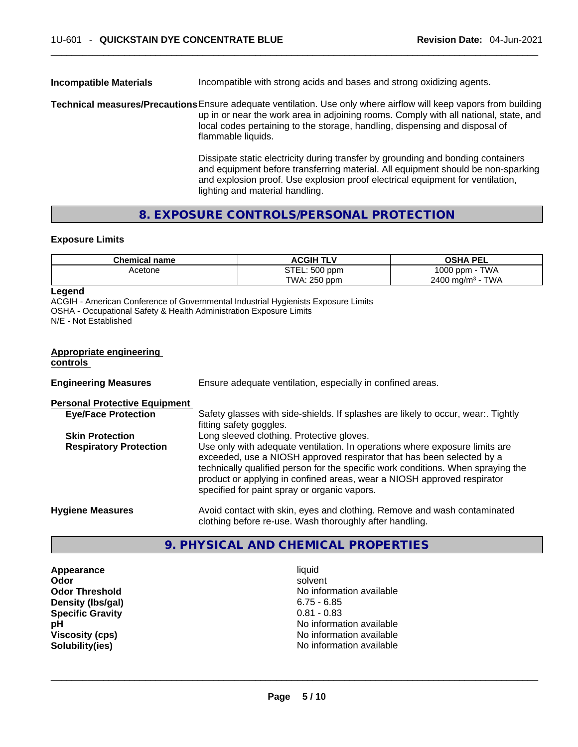**Incompatible Materials** Incompatible with strong acids and bases and strong oxidizing agents.

**Technical measures/Precautions** Ensure adequate ventilation. Use only where airflow will keep vapors from building up in or near the work area in adjoining rooms. Comply with all national, state, and local codes pertaining to the storage, handling, dispensing and disposal of flammable liquids.

Dissipate static electricity during transfer by grounding and bonding containers and equipment before transferring material. All equipment should be non-sparking and explosion proof. Use explosion proof electrical equipment for ventilation, lighting and material handling.

## 8. EXPOSURE CONTROLS/PERSONAL PROTECTION

### Exposure Limits

| Chemical name | ACGIH TLV | OSHA PEL |
|---|---|---|
| Acetone | STEL: 500 ppm<br>TWA: 250 ppm | 1000 ppm - TWA<br>2400 mg/m$^3$ - TWA |

**Legend**

ACGIH - American Conference of Governmental Industrial Hygienists Exposure Limits
OSHA - Occupational Safety & Health Administration Exposure Limits
N/E - Not Established

**Appropriate engineering controls**

**Engineering Measures** Ensure adequate ventilation, especially in confined areas.

**Personal Protective Equipment**

**Eye/Face Protection** Safety glasses with side-shields. If splashes are likely to occur, wear:. Tightly fitting safety goggles.

**Skin Protection** Long sleeved clothing. Protective gloves.

**Respiratory Protection** Use only with adequate ventilation. In operations where exposure limits are exceeded, use a NIOSH approved respirator that has been selected by a technically qualified person for the specific work conditions. When spraying the product or applying in confined areas, wear a NIOSH approved respirator specified for paint spray or organic vapors.

**Hygiene Measures** Avoid contact with skin, eyes and clothing. Remove and wash contaminated clothing before re-use. Wash thoroughly after handling.

## 9. PHYSICAL AND CHEMICAL PROPERTIES

| | |
|---|---|
| **Appearance** | liquid |
| **Odor** | solvent |
| **Odor Threshold** | No information available |
| **Density (lbs/gal)** | 6.75 - 6.85 |
| **Specific Gravity** | 0.81 - 0.83 |
| **pH** | No information available |
| **Viscosity (cps)** | No information available |
| **Solubility(ies)** | No information available |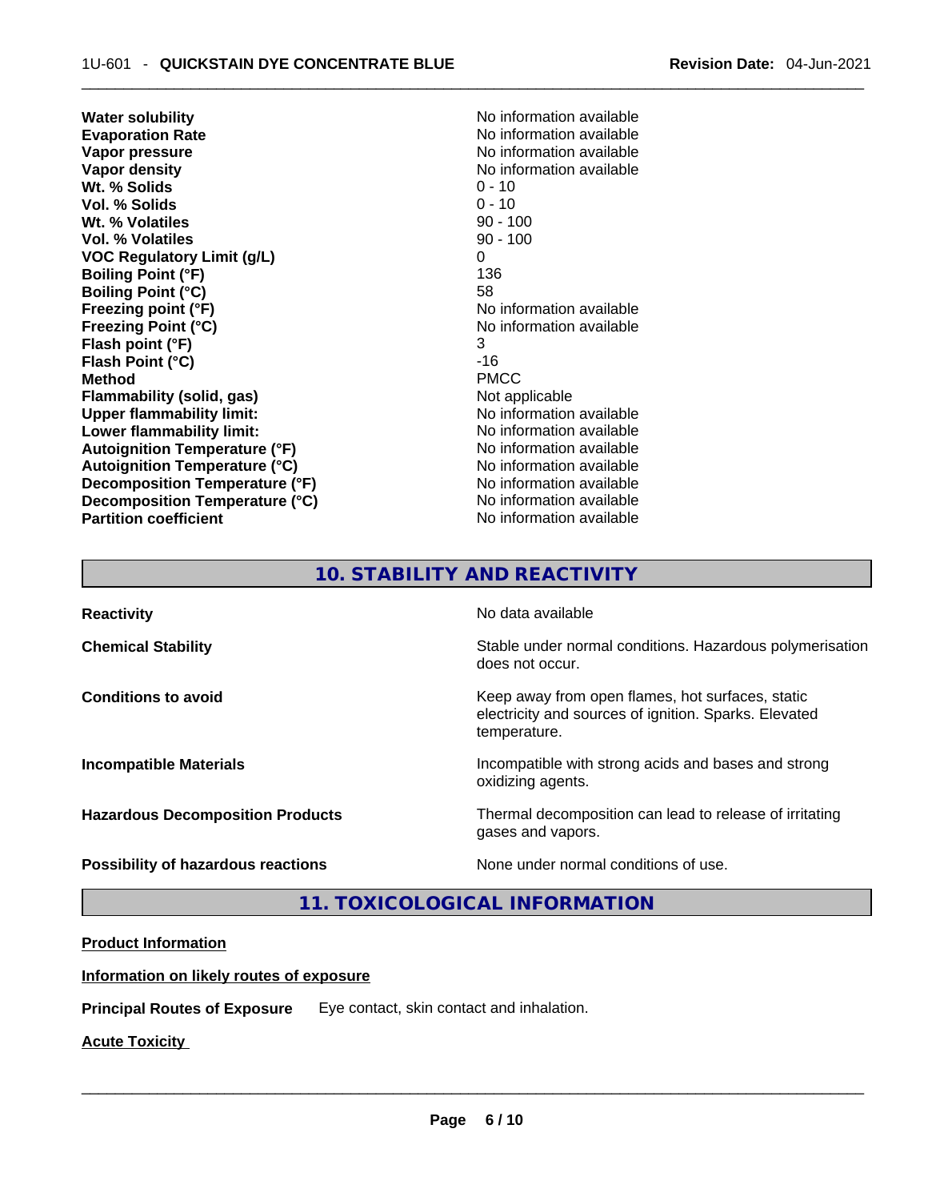| | |
|---|---|
| **Water solubility** | No information available |
| **Evaporation Rate** | No information available |
| **Vapor pressure** | No information available |
| **Vapor density** | No information available |
| **Wt. % Solids** | 0 - 10 |
| **Vol. % Solids** | 0 - 10 |
| **Wt. % Volatiles** | 90 - 100 |
| **Vol. % Volatiles** | 90 - 100 |
| **VOC Regulatory Limit (g/L)** | 0 |
| **Boiling Point (°F)** | 136 |
| **Boiling Point (°C)** | 58 |
| **Freezing point (°F)** | No information available |
| **Freezing Point (°C)** | No information available |
| **Flash point (°F)** | 3 |
| **Flash Point (°C)** | -16 |
| **Method** | PMCC |
| **Flammability (solid, gas)** | Not applicable |
| **Upper flammability limit:** | No information available |
| **Lower flammability limit:** | No information available |
| **Autoignition Temperature (°F)** | No information available |
| **Autoignition Temperature (°C)** | No information available |
| **Decomposition Temperature (°F)** | No information available |
| **Decomposition Temperature (°C)** | No information available |
| **Partition coefficient** | No information available |

## 10. STABILITY AND REACTIVITY

| | |
|---|---|
| **Reactivity** | No data available |
| **Chemical Stability** | Stable under normal conditions. Hazardous polymerisation does not occur. |
| **Conditions to avoid** | Keep away from open flames, hot surfaces, static electricity and sources of ignition. Sparks. Elevated temperature. |
| **Incompatible Materials** | Incompatible with strong acids and bases and strong oxidizing agents. |
| **Hazardous Decomposition Products** | Thermal decomposition can lead to release of irritating gases and vapors. |
| **Possibility of hazardous reactions** | None under normal conditions of use. |

## 11. TOXICOLOGICAL INFORMATION

**Product Information**

**Information on likely routes of exposure**

**Principal Routes of Exposure** Eye contact, skin contact and inhalation.

**Acute Toxicity**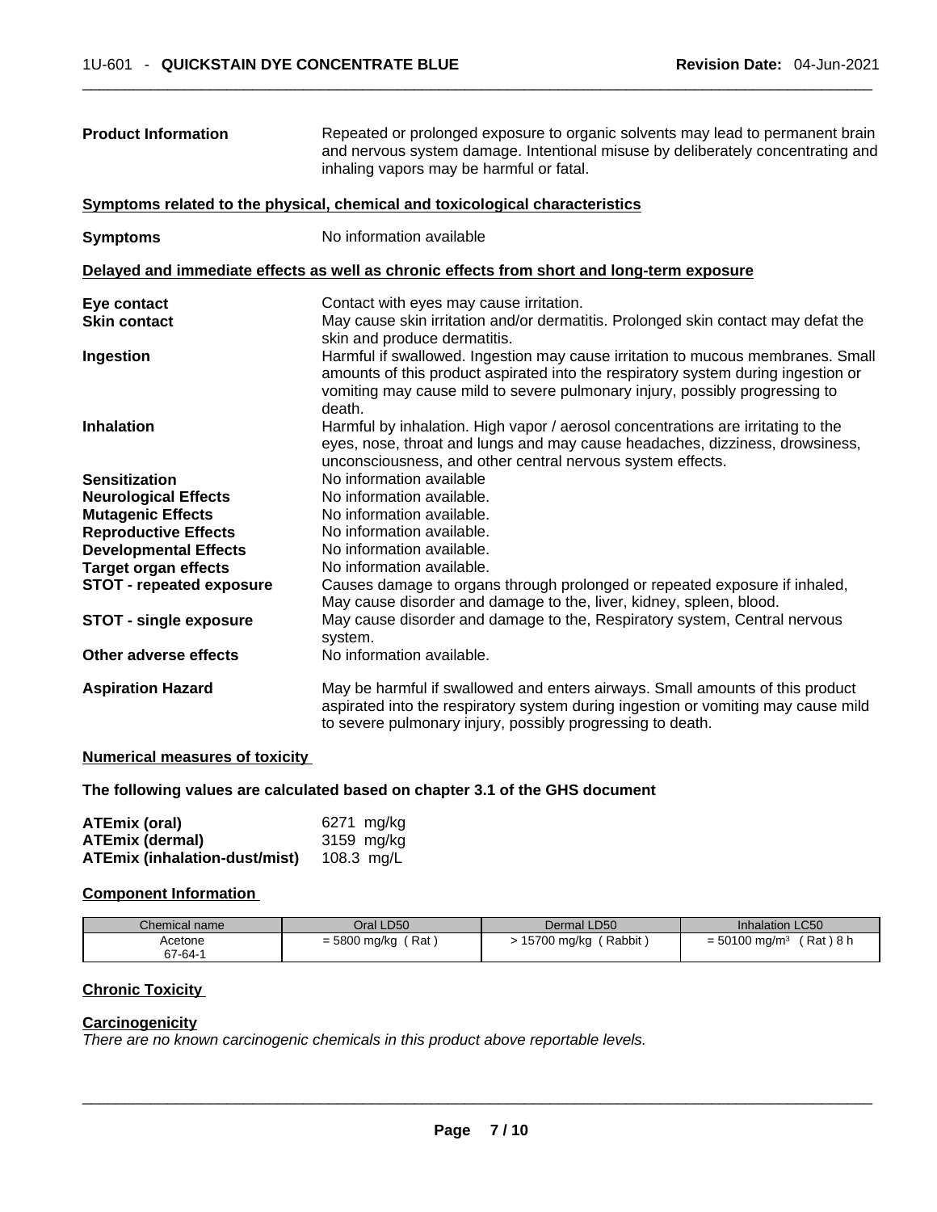| | |
|---|---|
| **Product Information** | Repeated or prolonged exposure to organic solvents may lead to permanent brain and nervous system damage. Intentional misuse by deliberately concentrating and inhaling vapors may be harmful or fatal. |

**Symptoms related to the physical, chemical and toxicological characteristics**

| | |
|---|---|
| **Symptoms** | No information available |

**Delayed and immediate effects as well as chronic effects from short and long-term exposure**

| | |
|---|---|
| **Eye contact** | Contact with eyes may cause irritation. |
| **Skin contact** | May cause skin irritation and/or dermatitis. Prolonged skin contact may defat the skin and produce dermatitis. |
| **Ingestion** | Harmful if swallowed. Ingestion may cause irritation to mucous membranes. Small amounts of this product aspirated into the respiratory system during ingestion or vomiting may cause mild to severe pulmonary injury, possibly progressing to death. |
| **Inhalation** | Harmful by inhalation. High vapor / aerosol concentrations are irritating to the eyes, nose, throat and lungs and may cause headaches, dizziness, drowsiness, unconsciousness, and other central nervous system effects. |
| **Sensitization** | No information available |
| **Neurological Effects** | No information available. |
| **Mutagenic Effects** | No information available. |
| **Reproductive Effects** | No information available. |
| **Developmental Effects** | No information available. |
| **Target organ effects** | No information available. |
| **STOT - repeated exposure** | Causes damage to organs through prolonged or repeated exposure if inhaled, May cause disorder and damage to the, liver, kidney, spleen, blood. |
| **STOT - single exposure** | May cause disorder and damage to the, Respiratory system, Central nervous system. |
| **Other adverse effects** | No information available. |
| **Aspiration Hazard** | May be harmful if swallowed and enters airways. Small amounts of this product aspirated into the respiratory system during ingestion or vomiting may cause mild to severe pulmonary injury, possibly progressing to death. |

**Numerical measures of toxicity**

**The following values are calculated based on chapter 3.1 of the GHS document**

| | |
|---|---|
| **ATEmix (oral)** | 6271 mg/kg |
| **ATEmix (dermal)** | 3159 mg/kg |
| **ATEmix (inhalation-dust/mist)** | 108.3 mg/L |

**Component Information**

| Chemical name | Oral LD50 | Dermal LD50 | Inhalation LC50 |
|---|---|---|---|
| Acetone<br>67-64-1 | = 5800 mg/kg ( Rat ) | > 15700 mg/kg ( Rabbit ) | = 50100 mg/m$^3$ ( Rat ) 8 h |

**Chronic Toxicity**

**Carcinogenicity**

*There are no known carcinogenic chemicals in this product above reportable levels.*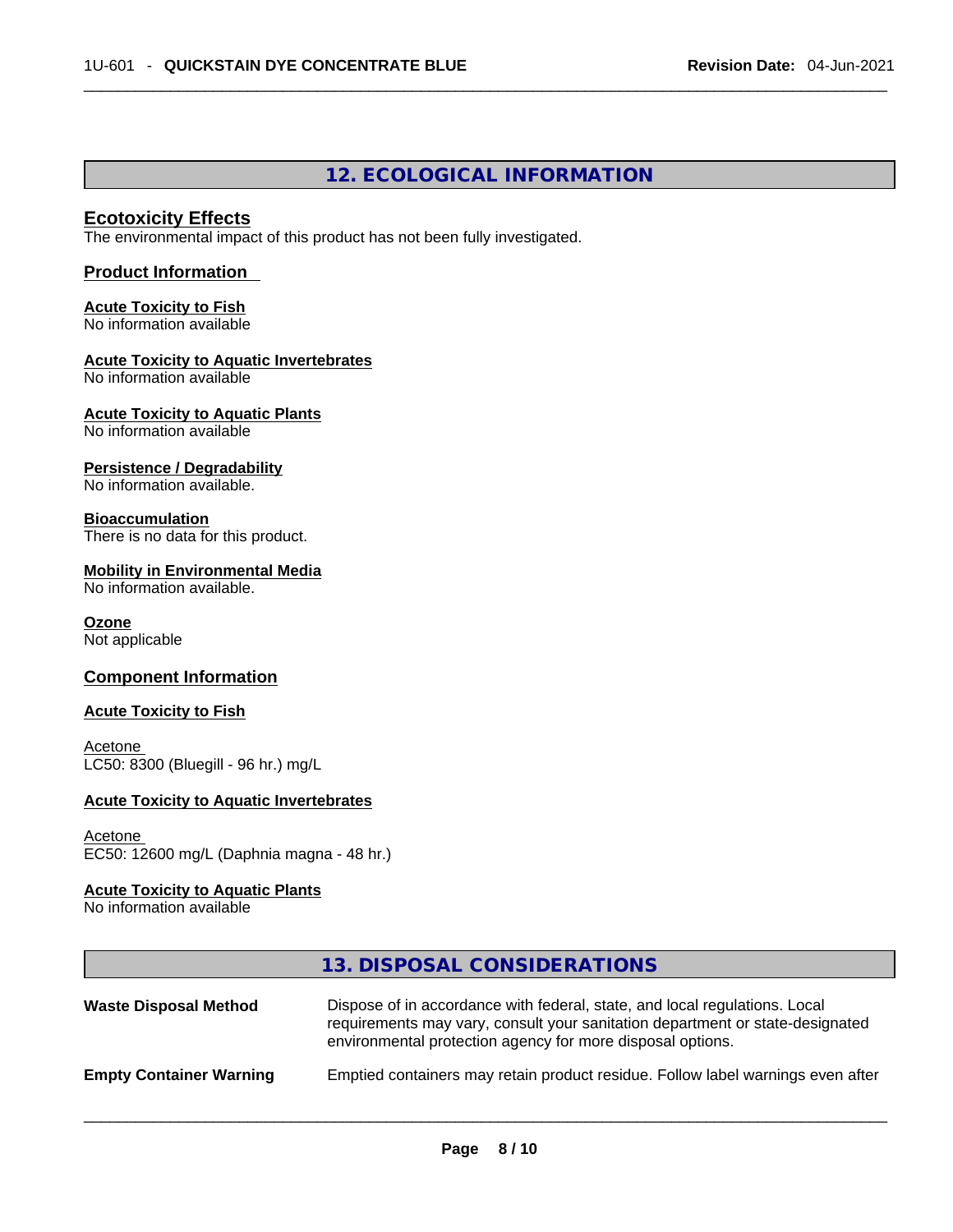## 12. ECOLOGICAL INFORMATION

### Ecotoxicity Effects

The environmental impact of this product has not been fully investigated.

### Product Information

**Acute Toxicity to Fish**
No information available

**Acute Toxicity to Aquatic Invertebrates**
No information available

**Acute Toxicity to Aquatic Plants**
No information available

**Persistence / Degradability**
No information available.

**Bioaccumulation**
There is no data for this product.

**Mobility in Environmental Media**
No information available.

**Ozone**
Not applicable

### Component Information

**Acute Toxicity to Fish**

Acetone
LC50: 8300 (Bluegill - 96 hr.) mg/L

**Acute Toxicity to Aquatic Invertebrates**

Acetone
EC50: 12600 mg/L (Daphnia magna - 48 hr.)

**Acute Toxicity to Aquatic Plants**
No information available

## 13. DISPOSAL CONSIDERATIONS

| | |
|---|---|
| **Waste Disposal Method** | Dispose of in accordance with federal, state, and local regulations. Local requirements may vary, consult your sanitation department or state-designated environmental protection agency for more disposal options. |
| **Empty Container Warning** | Emptied containers may retain product residue. Follow label warnings even after |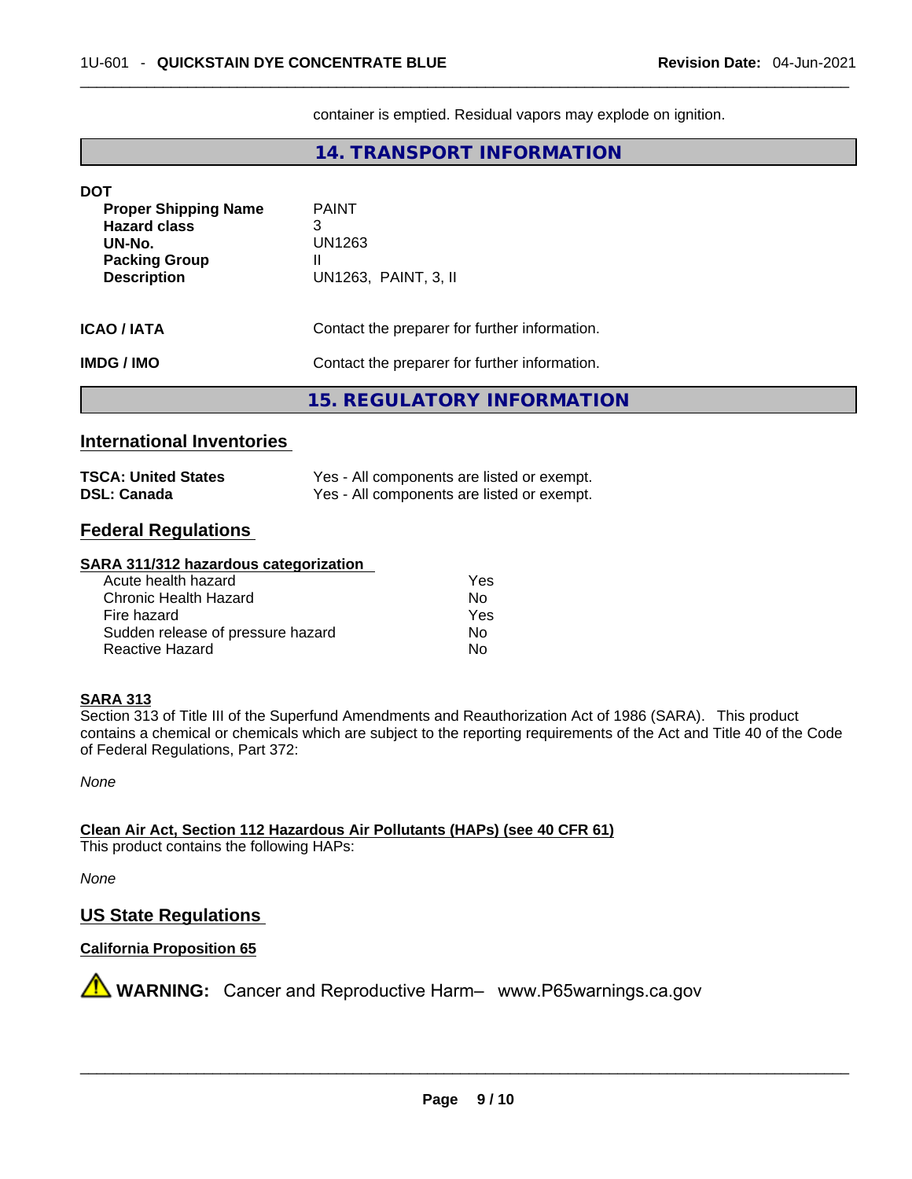container is emptied. Residual vapors may explode on ignition.

## 14. TRANSPORT INFORMATION

**DOT**

| | |
|---|---|
| **Proper Shipping Name** | PAINT |
| **Hazard class** | 3 |
| **UN-No.** | UN1263 |
| **Packing Group** | II |
| **Description** | UN1263, PAINT, 3, II |

**ICAO / IATA** Contact the preparer for further information.

**IMDG / IMO** Contact the preparer for further information.

## 15. REGULATORY INFORMATION

### International Inventories

| | |
|---|---|
| **TSCA: United States** | Yes - All components are listed or exempt. |
| **DSL: Canada** | Yes - All components are listed or exempt. |

### Federal Regulations

**SARA 311/312 hazardous categorization**

| | |
|---|---|
| Acute health hazard | Yes |
| Chronic Health Hazard | No |
| Fire hazard | Yes |
| Sudden release of pressure hazard | No |
| Reactive Hazard | No |

**SARA 313**

Section 313 of Title III of the Superfund Amendments and Reauthorization Act of 1986 (SARA). This product contains a chemical or chemicals which are subject to the reporting requirements of the Act and Title 40 of the Code of Federal Regulations, Part 372:

*None*

**Clean Air Act, Section 112 Hazardous Air Pollutants (HAPs) (see 40 CFR 61)**

This product contains the following HAPs:

*None*

### US State Regulations

**California Proposition 65**

⚠ **WARNING:** Cancer and Reproductive Harm– www.P65warnings.ca.gov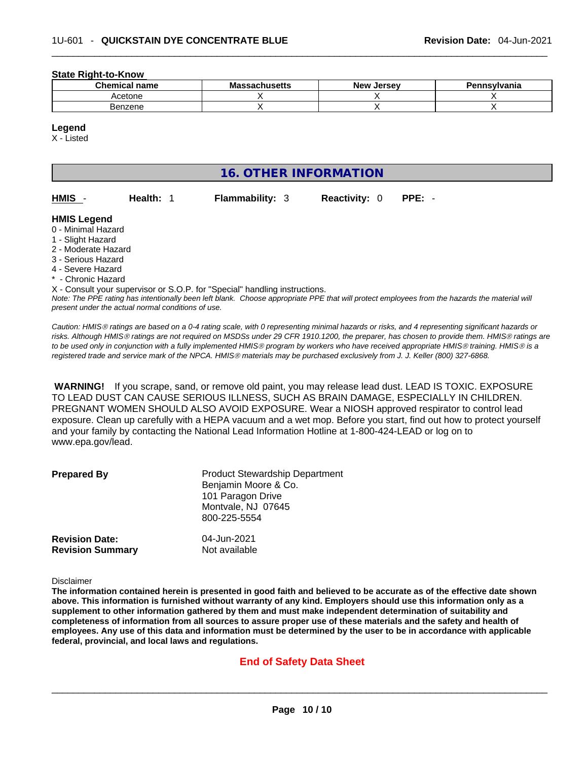#### State Right-to-Know

| Chemical name | Massachusetts | New Jersey | Pennsylvania |
|---|---|---|---|
| Acetone | X | X | X |
| Benzene | X | X | X |

**Legend**
X - Listed

## 16. OTHER INFORMATION

**HMIS** - **Health:** 1 **Flammability:** 3 **Reactivity:** 0 **PPE:** -

**HMIS Legend**
0 - Minimal Hazard
1 - Slight Hazard
2 - Moderate Hazard
3 - Serious Hazard
4 - Severe Hazard
* - Chronic Hazard
X - Consult your supervisor or S.O.P. for "Special" handling instructions.
*Note: The PPE rating has intentionally been left blank. Choose appropriate PPE that will protect employees from the hazards the material will present under the actual normal conditions of use.*

*Caution: HMIS® ratings are based on a 0-4 rating scale, with 0 representing minimal hazards or risks, and 4 representing significant hazards or risks. Although HMIS® ratings are not required on MSDSs under 29 CFR 1910.1200, the preparer, has chosen to provide them. HMIS® ratings are to be used only in conjunction with a fully implemented HMIS® program by workers who have received appropriate HMIS® training. HMIS® is a registered trade and service mark of the NPCA. HMIS® materials may be purchased exclusively from J. J. Keller (800) 327-6868.*

**WARNING!** If you scrape, sand, or remove old paint, you may release lead dust. LEAD IS TOXIC. EXPOSURE TO LEAD DUST CAN CAUSE SERIOUS ILLNESS, SUCH AS BRAIN DAMAGE, ESPECIALLY IN CHILDREN. PREGNANT WOMEN SHOULD ALSO AVOID EXPOSURE. Wear a NIOSH approved respirator to control lead exposure. Clean up carefully with a HEPA vacuum and a wet mop. Before you start, find out how to protect yourself and your family by contacting the National Lead Information Hotline at 1-800-424-LEAD or log on to www.epa.gov/lead.

**Prepared By**
Product Stewardship Department
Benjamin Moore & Co.
101 Paragon Drive
Montvale, NJ 07645
800-225-5554

**Revision Date:** 04-Jun-2021
**Revision Summary** Not available

Disclaimer
**The information contained herein is presented in good faith and believed to be accurate as of the effective date shown above. This information is furnished without warranty of any kind. Employers should use this information only as a supplement to other information gathered by them and must make independent determination of suitability and completeness of information from all sources to assure proper use of these materials and the safety and health of employees. Any use of this data and information must be determined by the user to be in accordance with applicable federal, provincial, and local laws and regulations.**

**End of Safety Data Sheet**